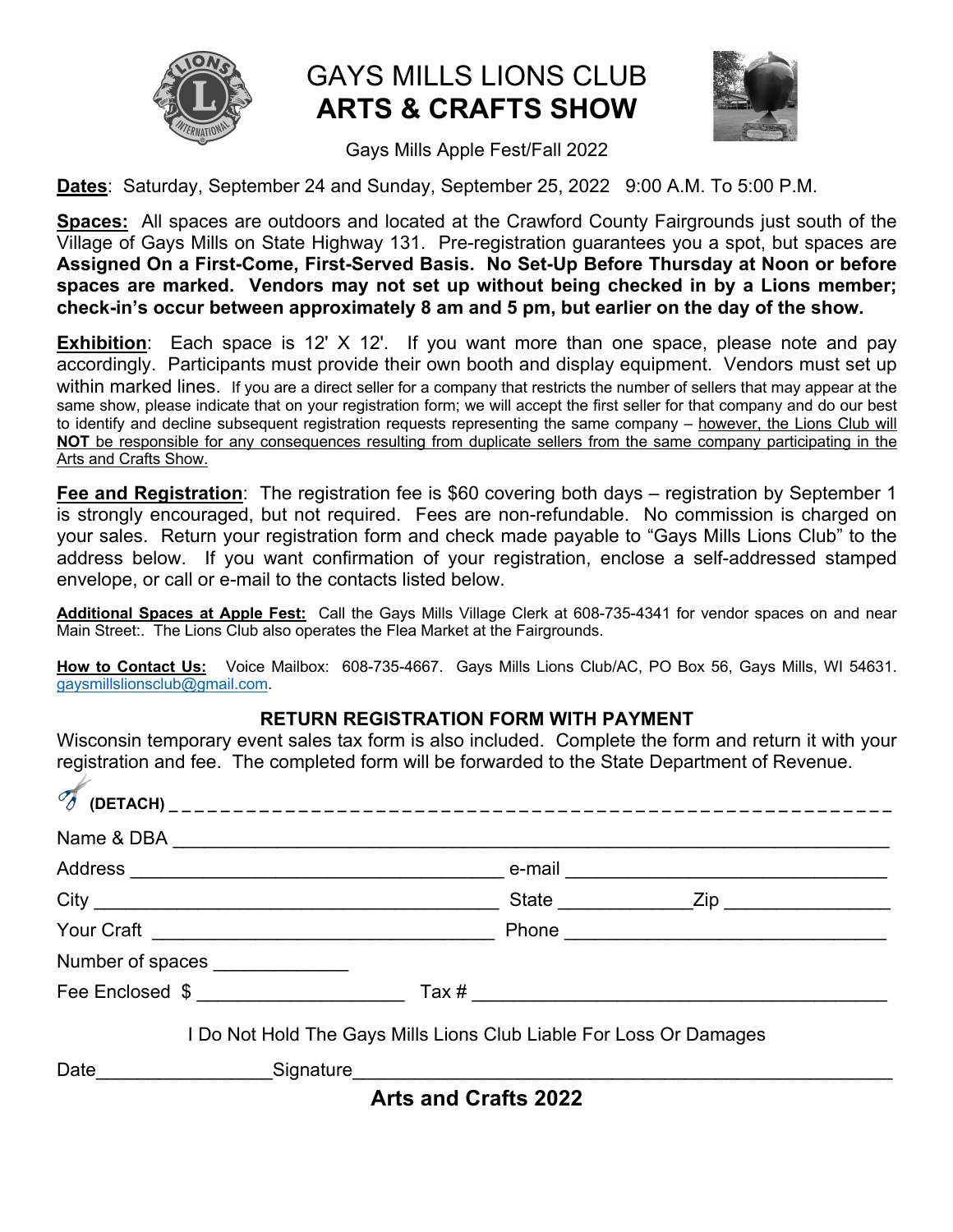# GAYS MILLS LIONS CLUB
# ARTS & CRAFTS SHOW

Gays Mills Apple Fest/Fall 2022

**Dates**: Saturday, September 24 and Sunday, September 25, 2022 9:00 A.M. To 5:00 P.M.

**Spaces:** All spaces are outdoors and located at the Crawford County Fairgrounds just south of the Village of Gays Mills on State Highway 131. Pre-registration guarantees you a spot, but spaces are **Assigned On a First-Come, First-Served Basis. No Set-Up Before Thursday at Noon or before spaces are marked. Vendors may not set up without being checked in by a Lions member; check-in's occur between approximately 8 am and 5 pm, but earlier on the day of the show.**

**Exhibition**: Each space is 12' X 12'. If you want more than one space, please note and pay accordingly. Participants must provide their own booth and display equipment. Vendors must set up within marked lines. If you are a direct seller for a company that restricts the number of sellers that may appear at the same show, please indicate that on your registration form; we will accept the first seller for that company and do our best to identify and decline subsequent registration requests representing the same company – however, the Lions Club will **NOT** be responsible for any consequences resulting from duplicate sellers from the same company participating in the Arts and Crafts Show.

**Fee and Registration**: The registration fee is $60 covering both days – registration by September 1 is strongly encouraged, but not required. Fees are non-refundable. No commission is charged on your sales. Return your registration form and check made payable to "Gays Mills Lions Club" to the address below. If you want confirmation of your registration, enclose a self-addressed stamped envelope, or call or e-mail to the contacts listed below.

**Additional Spaces at Apple Fest:** Call the Gays Mills Village Clerk at 608-735-4341 for vendor spaces on and near Main Street:. The Lions Club also operates the Flea Market at the Fairgrounds.

**How to Contact Us:** Voice Mailbox: 608-735-4667. Gays Mills Lions Club/AC, PO Box 56, Gays Mills, WI 54631. gaysmillslionsclub@gmail.com.

**RETURN REGISTRATION FORM WITH PAYMENT**

Wisconsin temporary event sales tax form is also included. Complete the form and return it with your registration and fee. The completed form will be forwarded to the State Department of Revenue.

**(DETACH)** _ _ _ _ _ _ _ _ _ _ _ _ _ _ _ _ _ _ _ _ _ _ _ _ _ _ _ _ _ _ _ _ _ _ _ _ _ _ _ _

Name & DBA ______________________________________________

Address ____________________________ e-mail ________________________

City ______________________________ State __________ Zip ____________

Your Craft __________________________ Phone ________________________

Number of spaces __________

Fee Enclosed $ ________________ Tax # ______________________________

I Do Not Hold The Gays Mills Lions Club Liable For Loss Or Damages

Date______________ Signature________________________________________

**Arts and Crafts 2022**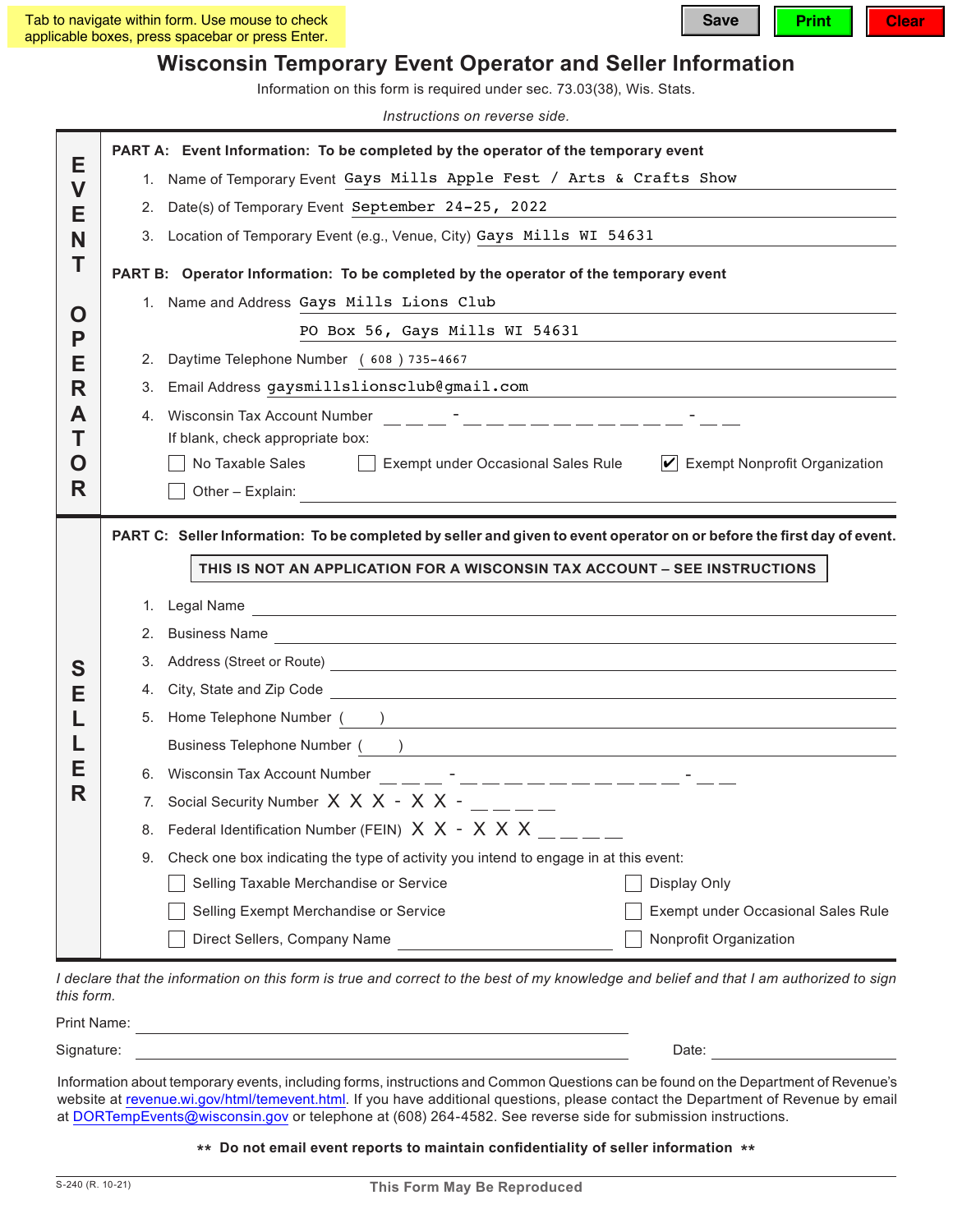Tab to navigate within form. Use mouse to check applicable boxes, press spacebar or press Enter.

Save | Print | Clear

# Wisconsin Temporary Event Operator and Seller Information

Information on this form is required under sec. 73.03(38), Wis. Stats.

*Instructions on reverse side.*

## EVENT OPERATOR

**PART A: Event Information: To be completed by the operator of the temporary event**

1. Name of Temporary Event: Gays Mills Apple Fest / Arts & Crafts Show
2. Date(s) of Temporary Event: September 24-25, 2022
3. Location of Temporary Event (e.g., Venue, City): Gays Mills WI 54631

**PART B: Operator Information: To be completed by the operator of the temporary event**

1. Name and Address: Gays Mills Lions Club
   PO Box 56, Gays Mills WI 54631
2. Daytime Telephone Number: ( 608 ) 735-4667
3. Email Address: gaysmillslionsclub@gmail.com
4. Wisconsin Tax Account Number: ___ - ___________ - __

   If blank, check appropriate box:

   ☐ No Taxable Sales ☐ Exempt under Occasional Sales Rule ☑ Exempt Nonprofit Organization

   ☐ Other – Explain: ____________

## SELLER

**PART C: Seller Information: To be completed by seller and given to event operator on or before the first day of event.**

**THIS IS NOT AN APPLICATION FOR A WISCONSIN TAX ACCOUNT – SEE INSTRUCTIONS**

1. Legal Name ____________
2. Business Name ____________
3. Address (Street or Route) ____________
4. City, State and Zip Code ____________
5. Home Telephone Number ( ) ____________

   Business Telephone Number ( ) ____________
6. Wisconsin Tax Account Number ___ - ___________ - __
7. Social Security Number X X X - X X - ____
8. Federal Identification Number (FEIN) X X - X X X ____
9. Check one box indicating the type of activity you intend to engage in at this event:

   ☐ Selling Taxable Merchandise or Service ☐ Display Only

   ☐ Selling Exempt Merchandise or Service ☐ Exempt under Occasional Sales Rule

   ☐ Direct Sellers, Company Name ____________ ☐ Nonprofit Organization

*I declare that the information on this form is true and correct to the best of my knowledge and belief and that I am authorized to sign this form.*

Print Name: ____________

Signature: ____________ Date: ____________

Information about temporary events, including forms, instructions and Common Questions can be found on the Department of Revenue's website at revenue.wi.gov/html/temevent.html. If you have additional questions, please contact the Department of Revenue by email at DORTempEvents@wisconsin.gov or telephone at (608) 264-4582. See reverse side for submission instructions.

**\*\* Do not email event reports to maintain confidentiality of seller information \*\***

S-240 (R. 10-21)

**This Form May Be Reproduced**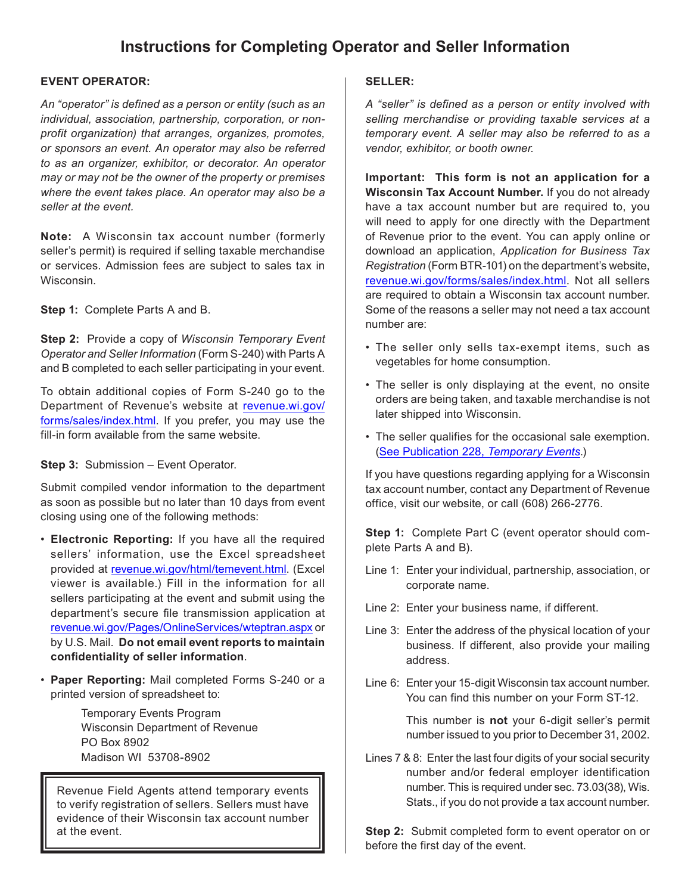# Instructions for Completing Operator and Seller Information

## EVENT OPERATOR:

*An "operator" is defined as a person or entity (such as an individual, association, partnership, corporation, or non-profit organization) that arranges, organizes, promotes, or sponsors an event. An operator may also be referred to as an organizer, exhibitor, or decorator. An operator may or may not be the owner of the property or premises where the event takes place. An operator may also be a seller at the event.*

**Note:** A Wisconsin tax account number (formerly seller's permit) is required if selling taxable merchandise or services. Admission fees are subject to sales tax in Wisconsin.

**Step 1:** Complete Parts A and B.

**Step 2:** Provide a copy of *Wisconsin Temporary Event Operator and Seller Information* (Form S-240) with Parts A and B completed to each seller participating in your event.

To obtain additional copies of Form S-240 go to the Department of Revenue's website at revenue.wi.gov/forms/sales/index.html. If you prefer, you may use the fill-in form available from the same website.

**Step 3:** Submission – Event Operator.

Submit compiled vendor information to the department as soon as possible but no later than 10 days from event closing using one of the following methods:

- **Electronic Reporting:** If you have all the required sellers' information, use the Excel spreadsheet provided at revenue.wi.gov/html/temevent.html. (Excel viewer is available.) Fill in the information for all sellers participating at the event and submit using the department's secure file transmission application at revenue.wi.gov/Pages/OnlineServices/wteptran.aspx or by U.S. Mail. **Do not email event reports to maintain confidentiality of seller information**.
- **Paper Reporting:** Mail completed Forms S-240 or a printed version of spreadsheet to:

  Temporary Events Program
  Wisconsin Department of Revenue
  PO Box 8902
  Madison WI 53708-8902

> Revenue Field Agents attend temporary events to verify registration of sellers. Sellers must have evidence of their Wisconsin tax account number at the event.

## SELLER:

*A "seller" is defined as a person or entity involved with selling merchandise or providing taxable services at a temporary event. A seller may also be referred to as a vendor, exhibitor, or booth owner.*

**Important: This form is not an application for a Wisconsin Tax Account Number.** If you do not already have a tax account number but are required to, you will need to apply for one directly with the Department of Revenue prior to the event. You can apply online or download an application, *Application for Business Tax Registration* (Form BTR-101) on the department's website, revenue.wi.gov/forms/sales/index.html. Not all sellers are required to obtain a Wisconsin tax account number. Some of the reasons a seller may not need a tax account number are:

- The seller only sells tax-exempt items, such as vegetables for home consumption.
- The seller is only displaying at the event, no onsite orders are being taken, and taxable merchandise is not later shipped into Wisconsin.
- The seller qualifies for the occasional sale exemption. (See Publication 228, *Temporary Events*.)

If you have questions regarding applying for a Wisconsin tax account number, contact any Department of Revenue office, visit our website, or call (608) 266-2776.

**Step 1:** Complete Part C (event operator should complete Parts A and B).

Line 1: Enter your individual, partnership, association, or corporate name.

Line 2: Enter your business name, if different.

Line 3: Enter the address of the physical location of your business. If different, also provide your mailing address.

Line 6: Enter your 15-digit Wisconsin tax account number. You can find this number on your Form ST-12.

This number is **not** your 6-digit seller's permit number issued to you prior to December 31, 2002.

Lines 7 & 8: Enter the last four digits of your social security number and/or federal employer identification number. This is required under sec. 73.03(38), Wis. Stats., if you do not provide a tax account number.

**Step 2:** Submit completed form to event operator on or before the first day of the event.